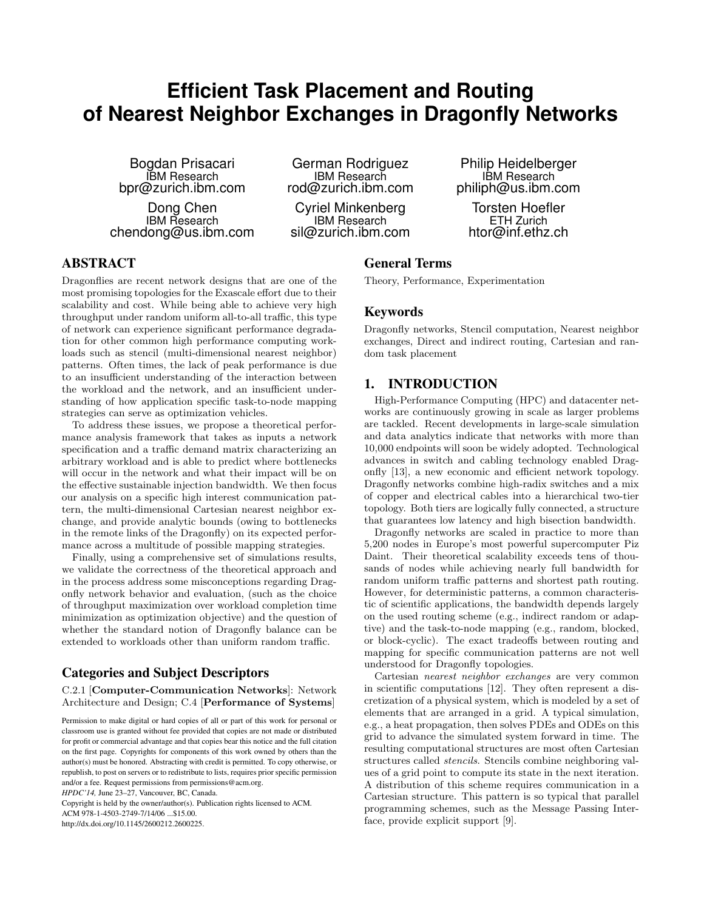# Efficient Task Placement and Routing of Nearest Neighbor Exchanges in Dragonfly Networks

Bogdan Prisacari
IBM Research
bpr@zurich.ibm.com

German Rodriguez
IBM Research
rod@zurich.ibm.com

Philip Heidelberger
IBM Research
philiph@us.ibm.com

Dong Chen
IBM Research
chendong@us.ibm.com

Cyriel Minkenberg
IBM Research
sil@zurich.ibm.com

Torsten Hoefler
ETH Zurich
htor@inf.ethz.ch

## ABSTRACT

Dragonflies are recent network designs that are one of the most promising topologies for the Exascale effort due to their scalability and cost. While being able to achieve very high throughput under random uniform all-to-all traffic, this type of network can experience significant performance degradation for other common high performance computing workloads such as stencil (multi-dimensional nearest neighbor) patterns. Often times, the lack of peak performance is due to an insufficient understanding of the interaction between the workload and the network, and an insufficient understanding of how application specific task-to-node mapping strategies can serve as optimization vehicles.

To address these issues, we propose a theoretical performance analysis framework that takes as inputs a network specification and a traffic demand matrix characterizing an arbitrary workload and is able to predict where bottlenecks will occur in the network and what their impact will be on the effective sustainable injection bandwidth. We then focus our analysis on a specific high interest communication pattern, the multi-dimensional Cartesian nearest neighbor exchange, and provide analytic bounds (owing to bottlenecks in the remote links of the Dragonfly) on its expected performance across a multitude of possible mapping strategies.

Finally, using a comprehensive set of simulations results, we validate the correctness of the theoretical approach and in the process address some misconceptions regarding Dragonfly network behavior and evaluation, (such as the choice of throughput maximization over workload completion time minimization as optimization objective) and the question of whether the standard notion of Dragonfly balance can be extended to workloads other than uniform random traffic.

### Categories and Subject Descriptors

C.2.1 [**Computer-Communication Networks**]: Network Architecture and Design; C.4 [**Performance of Systems**]

Permission to make digital or hard copies of all or part of this work for personal or classroom use is granted without fee provided that copies are not made or distributed for profit or commercial advantage and that copies bear this notice and the full citation on the first page. Copyrights for components of this work owned by others than the author(s) must be honored. Abstracting with credit is permitted. To copy otherwise, or republish, to post on servers or to redistribute to lists, requires prior specific permission and/or a fee. Request permissions from permissions@acm.org.
*HPDC'14,* June 23–27, Vancouver, BC, Canada.
Copyright is held by the owner/author(s). Publication rights licensed to ACM.
ACM 978-1-4503-2749-7/14/06 ...$15.00.
http://dx.doi.org/10.1145/2600212.2600225.

### General Terms

Theory, Performance, Experimentation

### Keywords

Dragonfly networks, Stencil computation, Nearest neighbor exchanges, Direct and indirect routing, Cartesian and random task placement

## 1. INTRODUCTION

High-Performance Computing (HPC) and datacenter networks are continuously growing in scale as larger problems are tackled. Recent developments in large-scale simulation and data analytics indicate that networks with more than 10,000 endpoints will soon be widely adopted. Technological advances in switch and cabling technology enabled Dragonfly [13], a new economic and efficient network topology. Dragonfly networks combine high-radix switches and a mix of copper and electrical cables into a hierarchical two-tier topology. Both tiers are logically fully connected, a structure that guarantees low latency and high bisection bandwidth.

Dragonfly networks are scaled in practice to more than 5,200 nodes in Europe's most powerful supercomputer Piz Daint. Their theoretical scalability exceeds tens of thousands of nodes while achieving nearly full bandwidth for random uniform traffic patterns and shortest path routing. However, for deterministic patterns, a common characteristic of scientific applications, the bandwidth depends largely on the used routing scheme (e.g., indirect random or adaptive) and the task-to-node mapping (e.g., random, blocked, or block-cyclic). The exact tradeoffs between routing and mapping for specific communication patterns are not well understood for Dragonfly topologies.

Cartesian *nearest neighbor exchanges* are very common in scientific computations [12]. They often represent a discretization of a physical system, which is modeled by a set of elements that are arranged in a grid. A typical simulation, e.g., a heat propagation, then solves PDEs and ODEs on this grid to advance the simulated system forward in time. The resulting computational structures are most often Cartesian structures called *stencils*. Stencils combine neighboring values of a grid point to compute its state in the next iteration. A distribution of this scheme requires communication in a Cartesian structure. This pattern is so typical that parallel programming schemes, such as the Message Passing Interface, provide explicit support [9].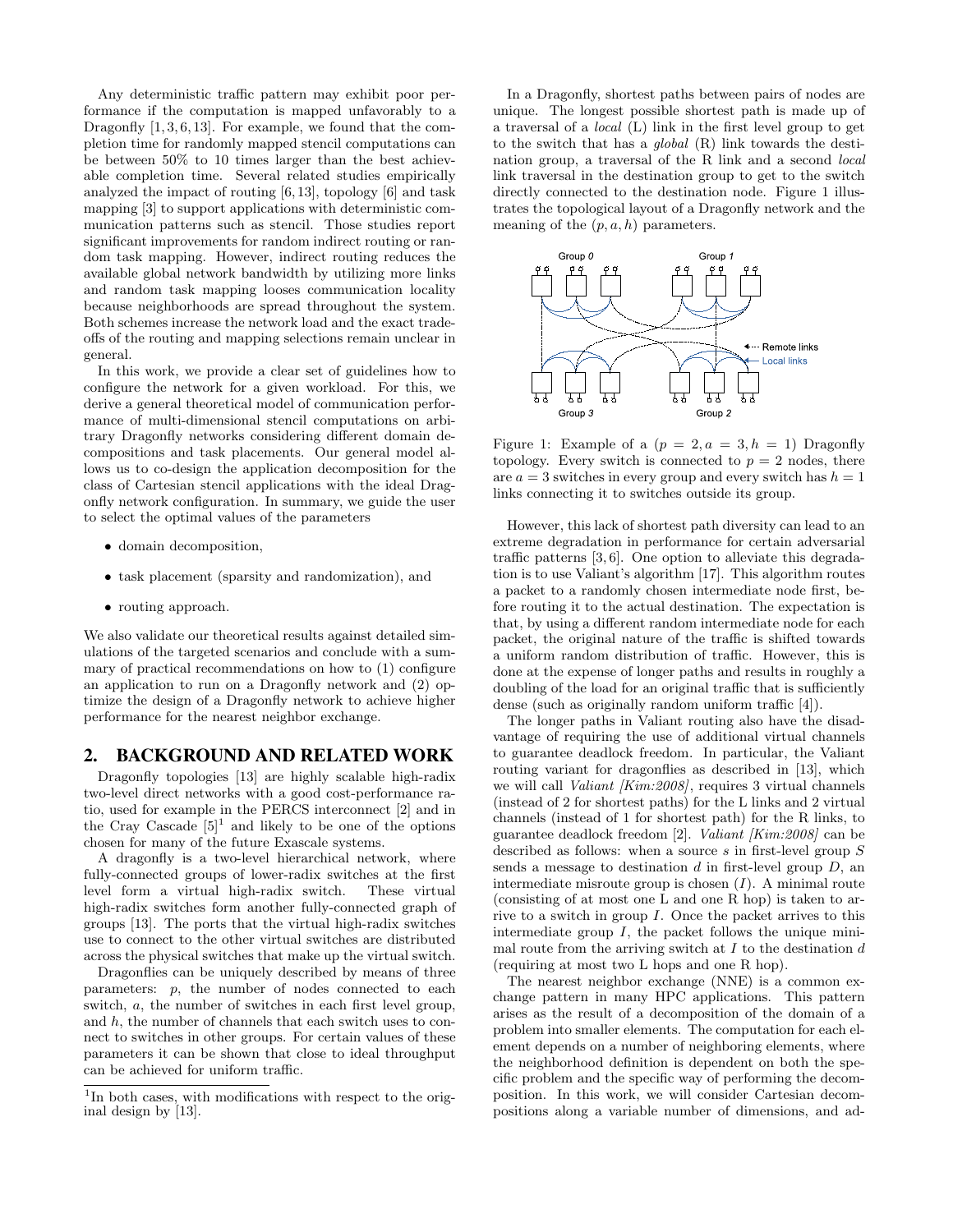Any deterministic traffic pattern may exhibit poor performance if the computation is mapped unfavorably to a Dragonfly [1,3,6,13]. For example, we found that the completion time for randomly mapped stencil computations can be between 50% to 10 times larger than the best achievable completion time. Several related studies empirically analyzed the impact of routing [6,13], topology [6] and task mapping [3] to support applications with deterministic communication patterns such as stencil. Those studies report significant improvements for random indirect routing or random task mapping. However, indirect routing reduces the available global network bandwidth by utilizing more links and random task mapping looses communication locality because neighborhoods are spread throughout the system. Both schemes increase the network load and the exact tradeoffs of the routing and mapping selections remain unclear in general.

In this work, we provide a clear set of guidelines how to configure the network for a given workload. For this, we derive a general theoretical model of communication performance of multi-dimensional stencil computations on arbitrary Dragonfly networks considering different domain decompositions and task placements. Our general model allows us to co-design the application decomposition for the class of Cartesian stencil applications with the ideal Dragonfly network configuration. In summary, we guide the user to select the optimal values of the parameters

- domain decomposition,
- task placement (sparsity and randomization), and
- routing approach.

We also validate our theoretical results against detailed simulations of the targeted scenarios and conclude with a summary of practical recommendations on how to (1) configure an application to run on a Dragonfly network and (2) optimize the design of a Dragonfly network to achieve higher performance for the nearest neighbor exchange.

## 2. BACKGROUND AND RELATED WORK

Dragonfly topologies [13] are highly scalable high-radix two-level direct networks with a good cost-performance ratio, used for example in the PERCS interconnect [2] and in the Cray Cascade [5][1] and likely to be one of the options chosen for many of the future Exascale systems.

A dragonfly is a two-level hierarchical network, where fully-connected groups of lower-radix switches at the first level form a virtual high-radix switch. These virtual high-radix switches form another fully-connected graph of groups [13]. The ports that the virtual high-radix switches use to connect to the other virtual switches are distributed across the physical switches that make up the virtual switch.

Dragonflies can be uniquely described by means of three parameters: $p$, the number of nodes connected to each switch, $a$, the number of switches in each first level group, and $h$, the number of channels that each switch uses to connect to switches in other groups. For certain values of these parameters it can be shown that close to ideal throughput can be achieved for uniform traffic.

[1] In both cases, with modifications with respect to the original design by [13].

In a Dragonfly, shortest paths between pairs of nodes are unique. The longest possible shortest path is made up of a traversal of a *local* (L) link in the first level group to get to the switch that has a *global* (R) link towards the destination group, a traversal of the R link and a second *local* link traversal in the destination group to get to the switch directly connected to the destination node. Figure 1 illustrates the topological layout of a Dragonfly network and the meaning of the $(p,a,h)$ parameters.

Figure 1: Example of a $(p = 2, a = 3, h = 1)$ Dragonfly topology. Every switch is connected to $p = 2$ nodes, there are $a = 3$ switches in every group and every switch has $h = 1$ links connecting it to switches outside its group.

However, this lack of shortest path diversity can lead to an extreme degradation in performance for certain adversarial traffic patterns [3,6]. One option to alleviate this degradation is to use Valiant's algorithm [17]. This algorithm routes a packet to a randomly chosen intermediate node first, before routing it to the actual destination. The expectation is that, by using a different random intermediate node for each packet, the original nature of the traffic is shifted towards a uniform random distribution of traffic. However, this is done at the expense of longer paths and results in roughly a doubling of the load for an original traffic that is sufficiently dense (such as originally random uniform traffic [4]).

The longer paths in Valiant routing also have the disadvantage of requiring the use of additional virtual channels to guarantee deadlock freedom. In particular, the Valiant routing variant for dragonflies as described in [13], which we will call *Valiant [Kim:2008]*, requires 3 virtual channels (instead of 2 for shortest paths) for the L links and 2 virtual channels (instead of 1 for shortest path) for the R links, to guarantee deadlock freedom [2]. *Valiant [Kim:2008]* can be described as follows: when a source $s$ in first-level group $S$ sends a message to destination $d$ in first-level group $D$, an intermediate misroute group is chosen $(I)$. A minimal route (consisting of at most one L and one R hop) is taken to arrive to a switch in group $I$. Once the packet arrives to this intermediate group $I$, the packet follows the unique minimal route from the arriving switch at $I$ to the destination $d$ (requiring at most two L hops and one R hop).

The nearest neighbor exchange (NNE) is a common exchange pattern in many HPC applications. This pattern arises as the result of a decomposition of the domain of a problem into smaller elements. The computation for each element depends on a number of neighboring elements, where the neighborhood definition is dependent on both the specific problem and the specific way of performing the decomposition. In this work, we will consider Cartesian decompositions along a variable number of dimensions, and ad-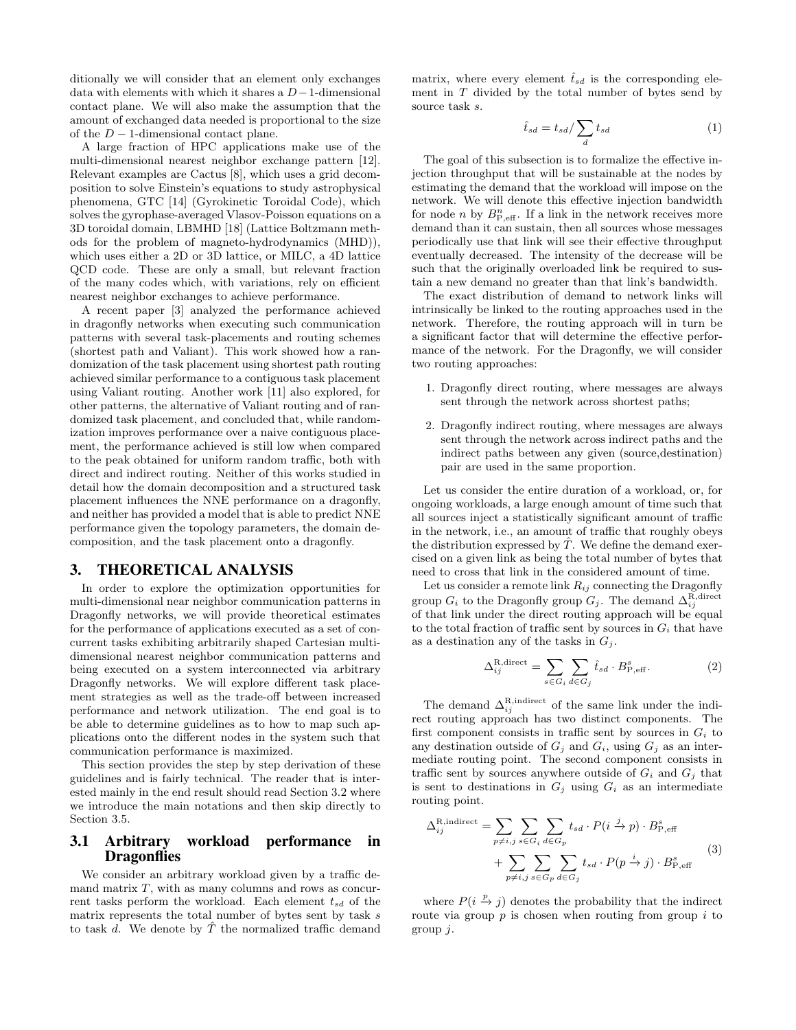ditionally we will consider that an element only exchanges data with elements with which it shares a $D-1$-dimensional contact plane. We will also make the assumption that the amount of exchanged data needed is proportional to the size of the $D-1$-dimensional contact plane.

A large fraction of HPC applications make use of the multi-dimensional nearest neighbor exchange pattern [12]. Relevant examples are Cactus [8], which uses a grid decomposition to solve Einstein's equations to study astrophysical phenomena, GTC [14] (Gyrokinetic Toroidal Code), which solves the gyrophase-averaged Vlasov-Poisson equations on a 3D toroidal domain, LBMHD [18] (Lattice Boltzmann methods for the problem of magneto-hydrodynamics (MHD)), which uses either a 2D or 3D lattice, or MILC, a 4D lattice QCD code. These are only a small, but relevant fraction of the many codes which, with variations, rely on efficient nearest neighbor exchanges to achieve performance.

A recent paper [3] analyzed the performance achieved in dragonfly networks when executing such communication patterns with several task-placements and routing schemes (shortest path and Valiant). This work showed how a randomization of the task placement using shortest path routing achieved similar performance to a contiguous task placement using Valiant routing. Another work [11] also explored, for other patterns, the alternative of Valiant routing and of randomized task placement, and concluded that, while randomization improves performance over a naive contiguous placement, the performance achieved is still low when compared to the peak obtained for uniform random traffic, both with direct and indirect routing. Neither of this works studied in detail how the domain decomposition and a structured task placement influences the NNE performance on a dragonfly, and neither has provided a model that is able to predict NNE performance given the topology parameters, the domain decomposition, and the task placement onto a dragonfly.

# 3. THEORETICAL ANALYSIS

In order to explore the optimization opportunities for multi-dimensional near neighbor communication patterns in Dragonfly networks, we will provide theoretical estimates for the performance of applications executed as a set of concurrent tasks exhibiting arbitrarily shaped Cartesian multi-dimensional nearest neighbor communication patterns and being executed on a system interconnected via arbitrary Dragonfly networks. We will explore different task placement strategies as well as the trade-off between increased performance and network utilization. The end goal is to be able to determine guidelines as to how to map such applications onto the different nodes in the system such that communication performance is maximized.

This section provides the step by step derivation of these guidelines and is fairly technical. The reader that is interested mainly in the end result should read Section 3.2 where we introduce the main notations and then skip directly to Section 3.5.

## 3.1 Arbitrary workload performance in Dragonflies

We consider an arbitrary workload given by a traffic demand matrix $T$, with as many columns and rows as concurrent tasks perform the workload. Each element $t_{sd}$ of the matrix represents the total number of bytes sent by task $s$ to task $d$. We denote by $\hat{T}$ the normalized traffic demand matrix, where every element $\hat{t}_{sd}$ is the corresponding element in $T$ divided by the total number of bytes send by source task $s$.

$$\hat{t}_{sd} = t_{sd} / \sum_{d} t_{sd} \tag{1}$$

The goal of this subsection is to formalize the effective injection throughput that will be sustainable at the nodes by estimating the demand that the workload will impose on the network. We will denote this effective injection bandwidth for node $n$ by $B^{n}_{\mathrm{P,eff}}$. If a link in the network receives more demand than it can sustain, then all sources whose messages periodically use that link will see their effective throughput eventually decreased. The intensity of the decrease will be such that the originally overloaded link be required to sustain a new demand no greater than that link's bandwidth.

The exact distribution of demand to network links will intrinsically be linked to the routing approaches used in the network. Therefore, the routing approach will in turn be a significant factor that will determine the effective performance of the network. For the Dragonfly, we will consider two routing approaches:

1. Dragonfly direct routing, where messages are always sent through the network across shortest paths;
2. Dragonfly indirect routing, where messages are always sent through the network across indirect paths and the indirect paths between any given (source,destination) pair are used in the same proportion.

Let us consider the entire duration of a workload, or, for ongoing workloads, a large enough amount of time such that all sources inject a statistically significant amount of traffic in the network, i.e., an amount of traffic that roughly obeys the distribution expressed by $\hat{T}$. We define the demand exercised on a given link as being the total number of bytes that need to cross that link in the considered amount of time.

Let us consider a remote link $R_{ij}$ connecting the Dragonfly group $G_i$ to the Dragonfly group $G_j$. The demand $\Delta^{\mathrm{R,direct}}_{ij}$ of that link under the direct routing approach will be equal to the total fraction of traffic sent by sources in $G_i$ that have as a destination any of the tasks in $G_j$.

$$\Delta^{\mathrm{R,direct}}_{ij} = \sum_{s \in G_i} \sum_{d \in G_j} \hat{t}_{sd} \cdot B^{s}_{\mathrm{P,eff}}. \tag{2}$$

The demand $\Delta^{\mathrm{R,indirect}}_{ij}$ of the same link under the indirect routing approach has two distinct components. The first component consists in traffic sent by sources in $G_i$ to any destination outside of $G_j$ and $G_i$, using $G_j$ as an intermediate routing point. The second component consists in traffic sent by sources anywhere outside of $G_i$ and $G_j$ that is sent to destinations in $G_j$ using $G_i$ as an intermediate routing point.

$$\begin{aligned}\Delta^{\mathrm{R,indirect}}_{ij} = & \sum_{p \neq i,j} \sum_{s \in G_i} \sum_{d \in G_p} t_{sd} \cdot P(i \xrightarrow{j} p) \cdot B^{s}_{\mathrm{P,eff}} \\ & + \sum_{p \neq i,j} \sum_{s \in G_p} \sum_{d \in G_j} t_{sd} \cdot P(p \xrightarrow{i} j) \cdot B^{s}_{\mathrm{P,eff}}\end{aligned} \tag{3}$$

where $P(i \xrightarrow{p} j)$ denotes the probability that the indirect route via group $p$ is chosen when routing from group $i$ to group $j$.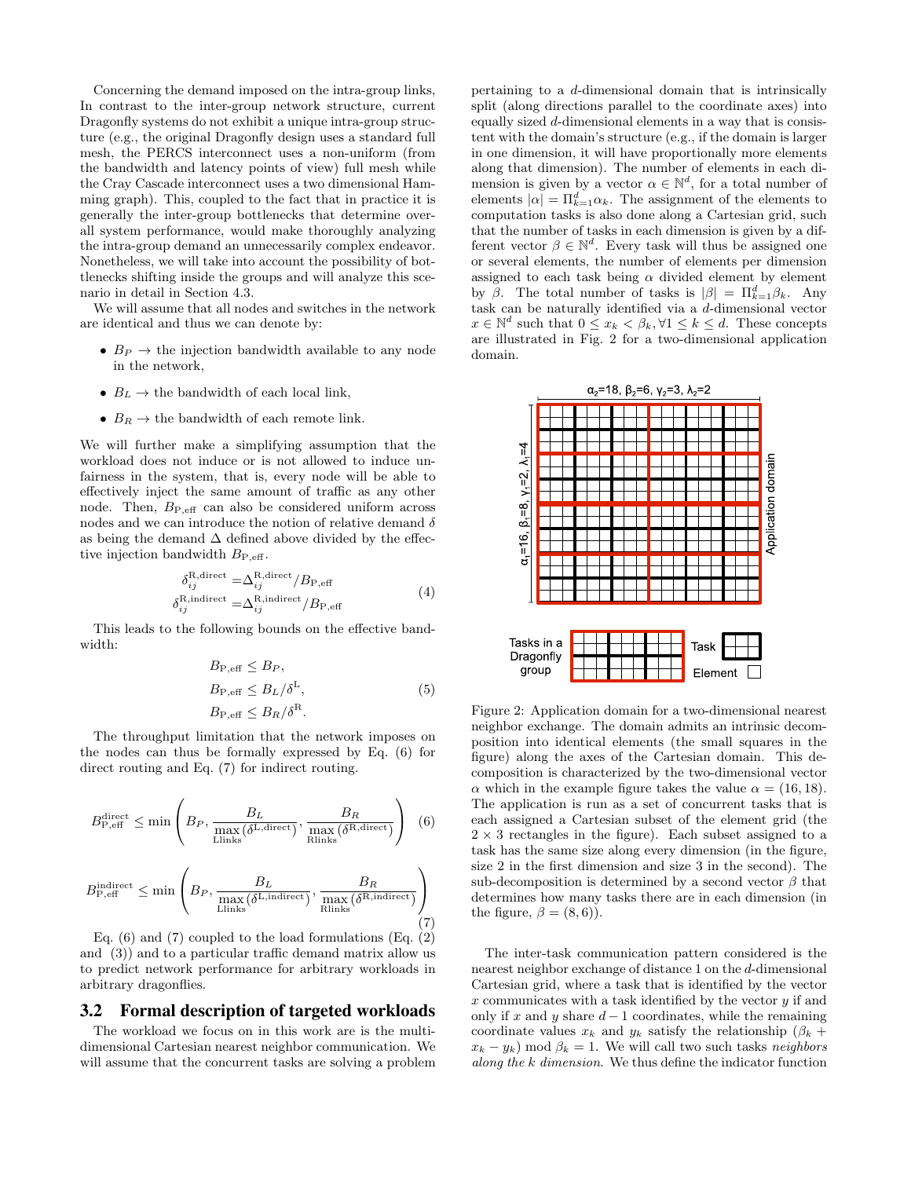Concerning the demand imposed on the intra-group links, In contrast to the inter-group network structure, current Dragonfly systems do not exhibit a unique intra-group structure (e.g., the original Dragonfly design uses a standard full mesh, the PERCS interconnect uses a non-uniform (from the bandwidth and latency points of view) full mesh while the Cray Cascade interconnect uses a two dimensional Hamming graph). This, coupled to the fact that in practice it is generally the inter-group bottlenecks that determine overall system performance, would make thoroughly analyzing the intra-group demand an unnecessarily complex endeavor. Nonetheless, we will take into account the possibility of bottlenecks shifting inside the groups and will analyze this scenario in detail in Section 4.3.

We will assume that all nodes and switches in the network are identical and thus we can denote by:

- $B_P \rightarrow$ the injection bandwidth available to any node in the network,
- $B_L \rightarrow$ the bandwidth of each local link,
- $B_R \rightarrow$ the bandwidth of each remote link.

We will further make a simplifying assumption that the workload does not induce or is not allowed to induce unfairness in the system, that is, every node will be able to effectively inject the same amount of traffic as any other node. Then, $B_{\text{P,eff}}$ can also be considered uniform across nodes and we can introduce the notion of relative demand $\delta$ as being the demand $\Delta$ defined above divided by the effective injection bandwidth $B_{\text{P,eff}}$.

$$
\begin{aligned}
\delta_{ij}^{\text{R,direct}} &= \Delta_{ij}^{\text{R,direct}} / B_{\text{P,eff}} \\
\delta_{ij}^{\text{R,indirect}} &= \Delta_{ij}^{\text{R,indirect}} / B_{\text{P,eff}}
\end{aligned}
\quad (4)
$$

This leads to the following bounds on the effective bandwidth:

$$
\begin{aligned}
B_{\text{P,eff}} &\leq B_P, \\
B_{\text{P,eff}} &\leq B_L / \delta^{\text{L}}, \\
B_{\text{P,eff}} &\leq B_R / \delta^{\text{R}}.
\end{aligned}
\quad (5)
$$

The throughput limitation that the network imposes on the nodes can thus be formally expressed by Eq. (6) for direct routing and Eq. (7) for indirect routing.

$$
B_{\text{P,eff}}^{\text{direct}} \leq \min \left( B_P, \frac{B_L}{\max\limits_{\text{Llinks}} (\delta^{\text{L,direct}})}, \frac{B_R}{\max\limits_{\text{Rlinks}} (\delta^{\text{R,direct}})} \right) \quad (6)
$$

$$
B_{\text{P,eff}}^{\text{indirect}} \leq \min \left( B_P, \frac{B_L}{\max\limits_{\text{Llinks}} (\delta^{\text{L,indirect}})}, \frac{B_R}{\max\limits_{\text{Rlinks}} (\delta^{\text{R,indirect}})} \right) \quad (7)
$$

Eq. (6) and (7) coupled to the load formulations (Eq. (2) and (3)) and to a particular traffic demand matrix allow us to predict network performance for arbitrary workloads in arbitrary dragonflies.

## 3.2 Formal description of targeted workloads

The workload we focus on in this work are is the multi-dimensional Cartesian nearest neighbor communication. We will assume that the concurrent tasks are solving a problem pertaining to a $d$-dimensional domain that is intrinsically split (along directions parallel to the coordinate axes) into equally sized $d$-dimensional elements in a way that is consistent with the domain's structure (e.g., if the domain is larger in one dimension, it will have proportionally more elements along that dimension). The number of elements in each dimension is given by a vector $\alpha \in \mathbb{N}^d$, for a total number of elements $|\alpha| = \Pi_{k=1}^{d} \alpha_k$. The assignment of the elements to computation tasks is also done along a Cartesian grid, such that the number of tasks in each dimension is given by a different vector $\beta \in \mathbb{N}^d$. Every task will thus be assigned one or several elements, the number of elements per dimension assigned to each task being $\alpha$ divided element by element by $\beta$. The total number of tasks is $|\beta| = \Pi_{k=1}^{d} \beta_k$. Any task can be naturally identified via a $d$-dimensional vector $x \in \mathbb{N}^d$ such that $0 \leq x_k < \beta_k, \forall 1 \leq k \leq d$. These concepts are illustrated in Fig. 2 for a two-dimensional application domain.

Figure 2: Application domain for a two-dimensional nearest neighbor exchange. The domain admits an intrinsic decomposition into identical elements (the small squares in the figure) along the axes of the Cartesian domain. This decomposition is characterized by the two-dimensional vector $\alpha$ which in the example figure takes the value $\alpha = (16, 18)$. The application is run as a set of concurrent tasks that is each assigned a Cartesian subset of the element grid (the $2 \times 3$ rectangles in the figure). Each subset assigned to a task has the same size along every dimension (in the figure, size 2 in the first dimension and size 3 in the second). The sub-decomposition is determined by a second vector $\beta$ that determines how many tasks there are in each dimension (in the figure, $\beta = (8, 6)$).

The inter-task communication pattern considered is the nearest neighbor exchange of distance 1 on the $d$-dimensional Cartesian grid, where a task that is identified by the vector $x$ communicates with a task identified by the vector $y$ if and only if $x$ and $y$ share $d-1$ coordinates, while the remaining coordinate values $x_k$ and $y_k$ satisfy the relationship $(\beta_k + x_k - y_k) \bmod \beta_k = 1$. We will call two such tasks *neighbors along the k dimension*. We thus define the indicator function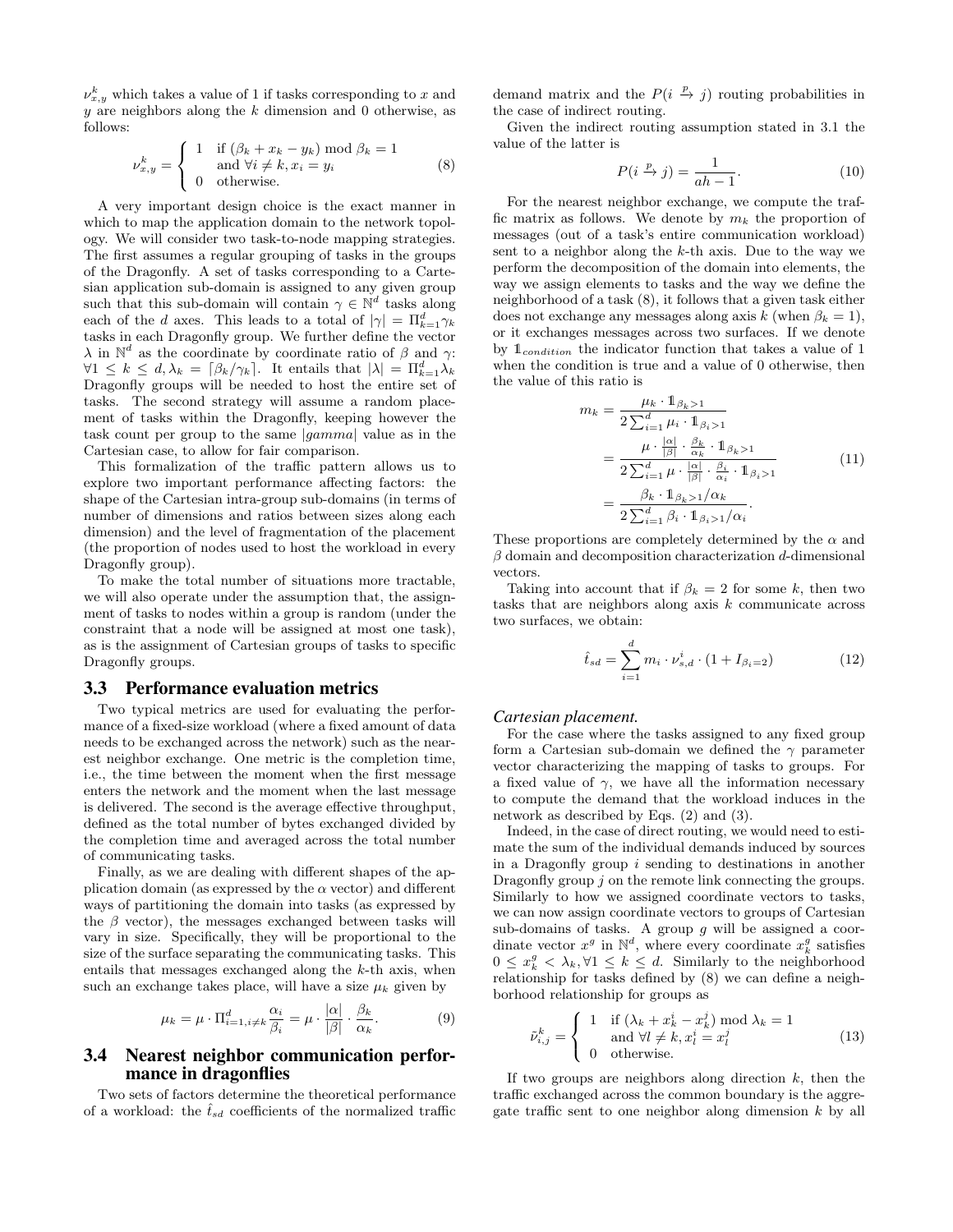$\nu_{x,y}^k$ which takes a value of 1 if tasks corresponding to $x$ and $y$ are neighbors along the $k$ dimension and 0 otherwise, as follows:

$$\nu_{x,y}^k = \begin{cases} 1 & \text{if } (\beta_k + x_k - y_k) \bmod \beta_k = 1 \\ & \text{and } \forall i \neq k, x_i = y_i \\ 0 & \text{otherwise.} \end{cases} \tag{8}$$

A very important design choice is the exact manner in which to map the application domain to the network topology. We will consider two task-to-node mapping strategies. The first assumes a regular grouping of tasks in the groups of the Dragonfly. A set of tasks corresponding to a Cartesian application sub-domain is assigned to any given group such that this sub-domain will contain $\gamma \in \mathbb{N}^d$ tasks along each of the $d$ axes. This leads to a total of $|\gamma| = \Pi_{k=1}^d \gamma_k$ tasks in each Dragonfly group. We further define the vector $\lambda$ in $\mathbb{N}^d$ as the coordinate by coordinate ratio of $\beta$ and $\gamma$: $\forall 1 \leq k \leq d, \lambda_k = \lceil \beta_k / \gamma_k \rceil$. It entails that $|\lambda| = \Pi_{k=1}^d \lambda_k$ Dragonfly groups will be needed to host the entire set of tasks. The second strategy will assume a random placement of tasks within the Dragonfly, keeping however the task count per group to the same $|gamma|$ value as in the Cartesian case, to allow for fair comparison.

This formalization of the traffic pattern allows us to explore two important performance affecting factors: the shape of the Cartesian intra-group sub-domains (in terms of number of dimensions and ratios between sizes along each dimension) and the level of fragmentation of the placement (the proportion of nodes used to host the workload in every Dragonfly group).

To make the total number of situations more tractable, we will also operate under the assumption that, the assignment of tasks to nodes within a group is random (under the constraint that a node will be assigned at most one task), as is the assignment of Cartesian groups of tasks to specific Dragonfly groups.

## 3.3 Performance evaluation metrics

Two typical metrics are used for evaluating the performance of a fixed-size workload (where a fixed amount of data needs to be exchanged across the network) such as the nearest neighbor exchange. One metric is the completion time, i.e., the time between the moment when the first message enters the network and the moment when the last message is delivered. The second is the average effective throughput, defined as the total number of bytes exchanged divided by the completion time and averaged across the total number of communicating tasks.

Finally, as we are dealing with different shapes of the application domain (as expressed by the $\alpha$ vector) and different ways of partitioning the domain into tasks (as expressed by the $\beta$ vector), the messages exchanged between tasks will vary in size. Specifically, they will be proportional to the size of the surface separating the communicating tasks. This entails that messages exchanged along the $k$-th axis, when such an exchange takes place, will have a size $\mu_k$ given by

$$\mu_k = \mu \cdot \Pi_{i=1, i\neq k}^d \frac{\alpha_i}{\beta_i} = \mu \cdot \frac{|\alpha|}{|\beta|} \cdot \frac{\beta_k}{\alpha_k}. \tag{9}$$

## 3.4 Nearest neighbor communication performance in dragonflies

Two sets of factors determine the theoretical performance of a workload: the $\hat{t}_{sd}$ coefficients of the normalized traffic demand matrix and the $P(i \xrightarrow{p} j)$ routing probabilities in the case of indirect routing.

Given the indirect routing assumption stated in 3.1 the value of the latter is

$$P(i \xrightarrow{p} j) = \frac{1}{ah - 1}. \tag{10}$$

For the nearest neighbor exchange, we compute the traffic matrix as follows. We denote by $m_k$ the proportion of messages (out of a task's entire communication workload) sent to a neighbor along the $k$-th axis. Due to the way we perform the decomposition of the domain into elements, the way we assign elements to tasks and the way we define the neighborhood of a task (8), it follows that a given task either does not exchange any messages along axis $k$ (when $\beta_k = 1$), or it exchanges messages across two surfaces. If we denote by $\mathbb{1}_{condition}$ the indicator function that takes a value of 1 when the condition is true and a value of 0 otherwise, then the value of this ratio is

$$\begin{aligned} m_k &= \frac{\mu_k \cdot \mathbb{1}_{\beta_k > 1}}{2\sum_{i=1}^d \mu_i \cdot \mathbb{1}_{\beta_i > 1}} \\ &= \frac{\mu \cdot \frac{|\alpha|}{|\beta|} \cdot \frac{\beta_k}{\alpha_k} \cdot \mathbb{1}_{\beta_k > 1}}{2\sum_{i=1}^d \mu \cdot \frac{|\alpha|}{|\beta|} \cdot \frac{\beta_i}{\alpha_i} \cdot \mathbb{1}_{\beta_i > 1}} \\ &= \frac{\beta_k \cdot \mathbb{1}_{\beta_k > 1} / \alpha_k}{2\sum_{i=1}^d \beta_i \cdot \mathbb{1}_{\beta_i > 1} / \alpha_i}. \end{aligned} \tag{11}$$

These proportions are completely determined by the $\alpha$ and $\beta$ domain and decomposition characterization $d$-dimensional vectors.

Taking into account that if $\beta_k = 2$ for some $k$, then two tasks that are neighbors along axis $k$ communicate across two surfaces, we obtain:

$$\hat{t}_{sd} = \sum_{i=1}^d m_i \cdot \nu_{s,d}^i \cdot (1 + I_{\beta_i = 2}) \tag{12}$$

*Cartesian placement.*

For the case where the tasks assigned to any fixed group form a Cartesian sub-domain we defined the $\gamma$ parameter vector characterizing the mapping of tasks to groups. For a fixed value of $\gamma$, we have all the information necessary to compute the demand that the workload induces in the network as described by Eqs. (2) and (3).

Indeed, in the case of direct routing, we would need to estimate the sum of the individual demands induced by sources in a Dragonfly group $i$ sending to destinations in another Dragonfly group $j$ on the remote link connecting the groups. Similarly to how we assigned coordinate vectors to tasks, we can now assign coordinate vectors to groups of Cartesian sub-domains of tasks. A group $g$ will be assigned a coordinate vector $x^g$ in $\mathbb{N}^d$, where every coordinate $x_k^g$ satisfies $0 \leq x_k^g < \lambda_k, \forall 1 \leq k \leq d$. Similarly to the neighborhood relationship for tasks defined by (8) we can define a neighborhood relationship for groups as

$$\tilde{\nu}_{i,j}^k = \begin{cases} 1 & \text{if } (\lambda_k + x_k^i - x_k^j) \bmod \lambda_k = 1 \\ & \text{and } \forall l \neq k, x_l^i = x_l^j \\ 0 & \text{otherwise.} \end{cases} \tag{13}$$

If two groups are neighbors along direction $k$, then the traffic exchanged across the common boundary is the aggregate traffic sent to one neighbor along dimension $k$ by all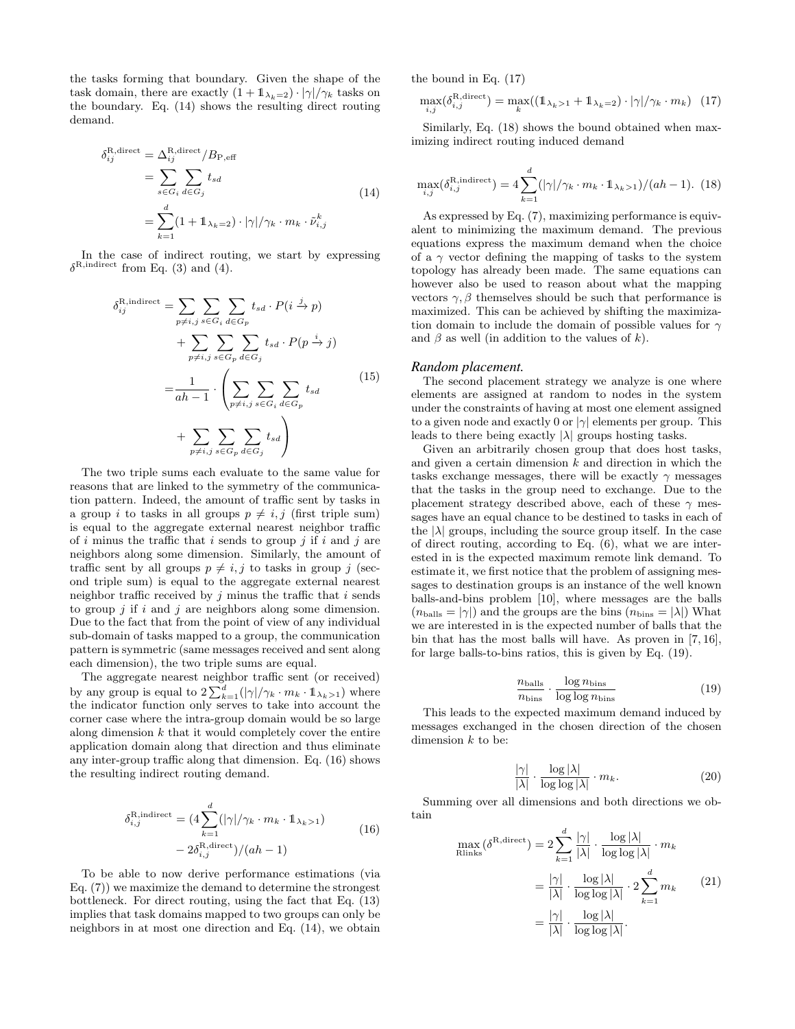the tasks forming that boundary. Given the shape of the task domain, there are exactly $(1 + \mathbb{1}_{\lambda_k=2}) \cdot |\gamma|/\gamma_k$ tasks on the boundary. Eq. (14) shows the resulting direct routing demand.

$$
\begin{aligned}
\delta_{ij}^{\mathrm{R,direct}} &= \Delta_{ij}^{\mathrm{R,direct}} / B_{\mathrm{P,eff}} \\
&= \sum_{s \in G_i} \sum_{d \in G_j} t_{sd} \\
&= \sum_{k=1}^{d} (1 + \mathbb{1}_{\lambda_k=2}) \cdot |\gamma|/\gamma_k \cdot m_k \cdot \tilde{\nu}_{i,j}^{k}
\end{aligned}
\tag{14}
$$

In the case of indirect routing, we start by expressing $\delta^{\mathrm{R,indirect}}$ from Eq. (3) and (4).

$$
\begin{aligned}
\delta_{ij}^{\mathrm{R,indirect}} &= \sum_{p \neq i,j} \sum_{s \in G_i} \sum_{d \in G_p} t_{sd} \cdot P(i \xrightarrow{j} p) \\
&\quad + \sum_{p \neq i,j} \sum_{s \in G_p} \sum_{d \in G_j} t_{sd} \cdot P(p \xrightarrow{i} j) \\
&= \frac{1}{ah-1} \cdot \left( \sum_{p \neq i,j} \sum_{s \in G_i} \sum_{d \in G_p} t_{sd} \right. \\
&\quad \left. + \sum_{p \neq i,j} \sum_{s \in G_p} \sum_{d \in G_j} t_{sd} \right)
\end{aligned}
\tag{15}
$$

The two triple sums each evaluate to the same value for reasons that are linked to the symmetry of the communication pattern. Indeed, the amount of traffic sent by tasks in a group $i$ to tasks in all groups $p \neq i, j$ (first triple sum) is equal to the aggregate external nearest neighbor traffic of $i$ minus the traffic that $i$ sends to group $j$ if $i$ and $j$ are neighbors along some dimension. Similarly, the amount of traffic sent by all groups $p \neq i, j$ to tasks in group $j$ (second triple sum) is equal to the aggregate external nearest neighbor traffic received by $j$ minus the traffic that $i$ sends to group $j$ if $i$ and $j$ are neighbors along some dimension. Due to the fact that from the point of view of any individual sub-domain of tasks mapped to a group, the communication pattern is symmetric (same messages received and sent along each dimension), the two triple sums are equal.

The aggregate nearest neighbor traffic sent (or received) by any group is equal to $2\sum_{k=1}^{d}(|\gamma|/\gamma_k \cdot m_k \cdot \mathbb{1}_{\lambda_k>1})$ where the indicator function only serves to take into account the corner case where the intra-group domain would be so large along dimension $k$ that it would completely cover the entire application domain along that direction and thus eliminate any inter-group traffic along that dimension. Eq. (16) shows the resulting indirect routing demand.

$$
\begin{aligned}
\delta_{i,j}^{\mathrm{R,indirect}} &= (4 \sum_{k=1}^{d} (|\gamma|/\gamma_k \cdot m_k \cdot \mathbb{1}_{\lambda_k>1}) \\
&\quad - 2\delta_{i,j}^{\mathrm{R,direct}})/(ah-1)
\end{aligned}
\tag{16}
$$

To be able to now derive performance estimations (via Eq. (7)) we maximize the demand to determine the strongest bottleneck. For direct routing, using the fact that Eq. (13) implies that task domains mapped to two groups can only be neighbors in at most one direction and Eq. (14), we obtain the bound in Eq. (17)

$$
\max_{i,j}(\delta_{i,j}^{\mathrm{R,direct}}) = \max_{k}((\mathbb{1}_{\lambda_k>1} + \mathbb{1}_{\lambda_k=2}) \cdot |\gamma|/\gamma_k \cdot m_k) \tag{17}
$$

Similarly, Eq. (18) shows the bound obtained when maximizing indirect routing induced demand

$$
\max_{i,j}(\delta_{i,j}^{\mathrm{R,indirect}}) = 4 \sum_{k=1}^{d} (|\gamma|/\gamma_k \cdot m_k \cdot \mathbb{1}_{\lambda_k>1})/(ah-1). \tag{18}
$$

As expressed by Eq. (7), maximizing performance is equivalent to minimizing the maximum demand. The previous equations express the maximum demand when the choice of a $\gamma$ vector defining the mapping of tasks to the system topology has already been made. The same equations can however also be used to reason about what the mapping vectors $\gamma, \beta$ themselves should be such that performance is maximized. This can be achieved by shifting the maximization domain to include the domain of possible values for $\gamma$ and $\beta$ as well (in addition to the values of $k$).

### *Random placement.*

The second placement strategy we analyze is one where elements are assigned at random to nodes in the system under the constraints of having at most one element assigned to a given node and exactly 0 or $|\gamma|$ elements per group. This leads to there being exactly $|\lambda|$ groups hosting tasks.

Given an arbitrarily chosen group that does host tasks, and given a certain dimension $k$ and direction in which the tasks exchange messages, there will be exactly $\gamma$ messages that the tasks in the group need to exchange. Due to the placement strategy described above, each of these $\gamma$ messages have an equal chance to be destined to tasks in each of the $|\lambda|$ groups, including the source group itself. In the case of direct routing, according to Eq. (6), what we are interested in is the expected maximum remote link demand. To estimate it, we first notice that the problem of assigning messages to destination groups is an instance of the well known balls-and-bins problem [10], where messages are the balls ($n_{\mathrm{balls}} = |\gamma|$) and the groups are the bins ($n_{\mathrm{bins}} = |\lambda|$) What we are interested in is the expected number of balls that the bin that has the most balls will have. As proven in [7, 16], for large balls-to-bins ratios, this is given by Eq. (19).

$$
\frac{n_{\mathrm{balls}}}{n_{\mathrm{bins}}} \cdot \frac{\log n_{\mathrm{bins}}}{\log \log n_{\mathrm{bins}}} \tag{19}
$$

This leads to the expected maximum demand induced by messages exchanged in the chosen direction of the chosen dimension $k$ to be:

$$
\frac{|\gamma|}{|\lambda|} \cdot \frac{\log |\lambda|}{\log \log |\lambda|} \cdot m_k. \tag{20}
$$

Summing over all dimensions and both directions we obtain

$$
\begin{aligned}
\max_{\mathrm{Rlinks}}(\delta^{\mathrm{R,direct}}) &= 2 \sum_{k=1}^{d} \frac{|\gamma|}{|\lambda|} \cdot \frac{\log |\lambda|}{\log \log |\lambda|} \cdot m_k \\
&= \frac{|\gamma|}{|\lambda|} \cdot \frac{\log |\lambda|}{\log \log |\lambda|} \cdot 2 \sum_{k=1}^{d} m_k \\
&= \frac{|\gamma|}{|\lambda|} \cdot \frac{\log |\lambda|}{\log \log |\lambda|}.
\end{aligned}
\tag{21}
$$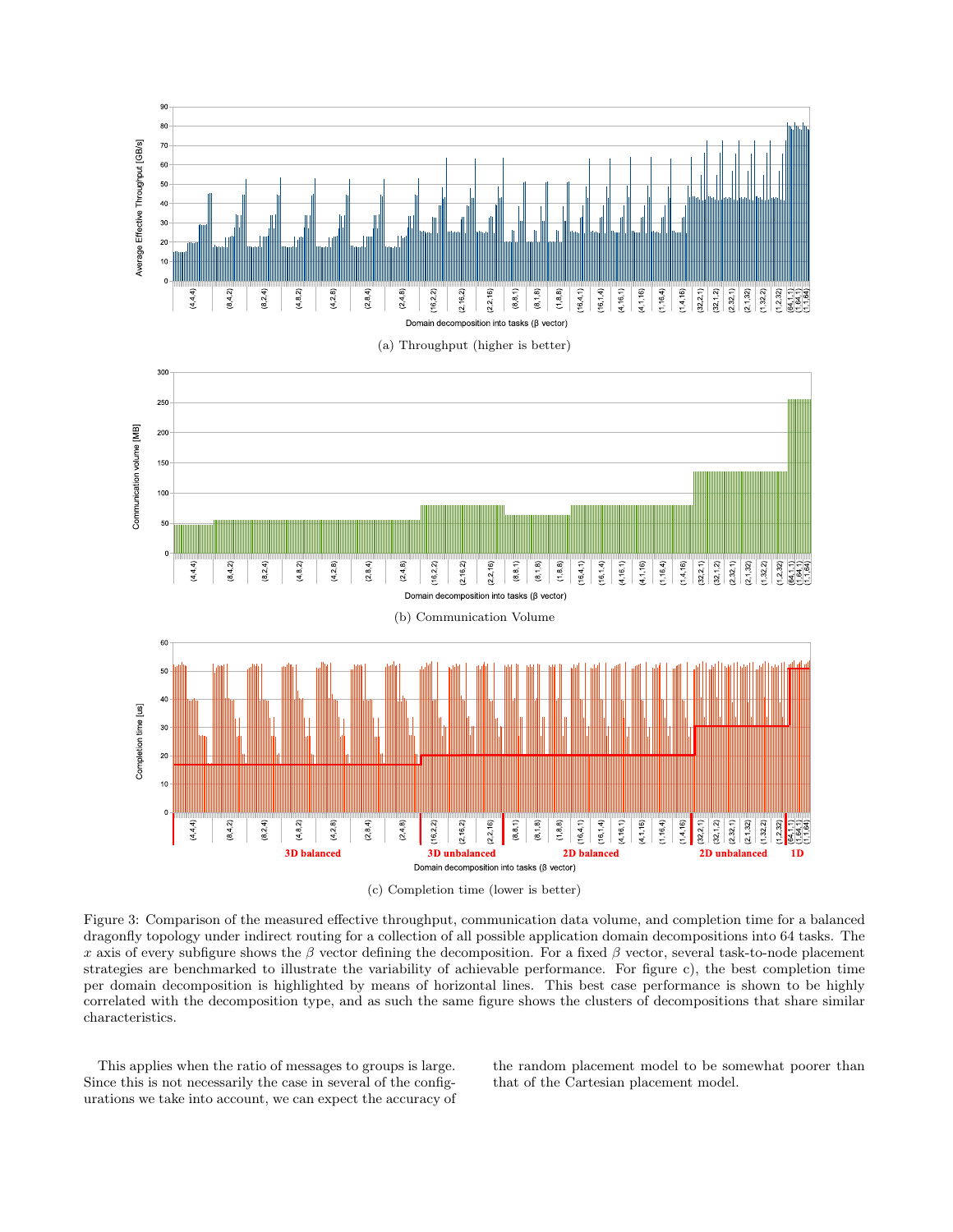(a) Throughput (higher is better)

(b) Communication Volume

(c) Completion time (lower is better)

Figure 3: Comparison of the measured effective throughput, communication data volume, and completion time for a balanced dragonfly topology under indirect routing for a collection of all possible application domain decompositions into 64 tasks. The $x$ axis of every subfigure shows the $\beta$ vector defining the decomposition. For a fixed $\beta$ vector, several task-to-node placement strategies are benchmarked to illustrate the variability of achievable performance. For figure c), the best completion time per domain decomposition is highlighted by means of horizontal lines. This best case performance is shown to be highly correlated with the decomposition type, and as such the same figure shows the clusters of decompositions that share similar characteristics.

This applies when the ratio of messages to groups is large. Since this is not necessarily the case in several of the configurations we take into account, we can expect the accuracy of the random placement model to be somewhat poorer than that of the Cartesian placement model.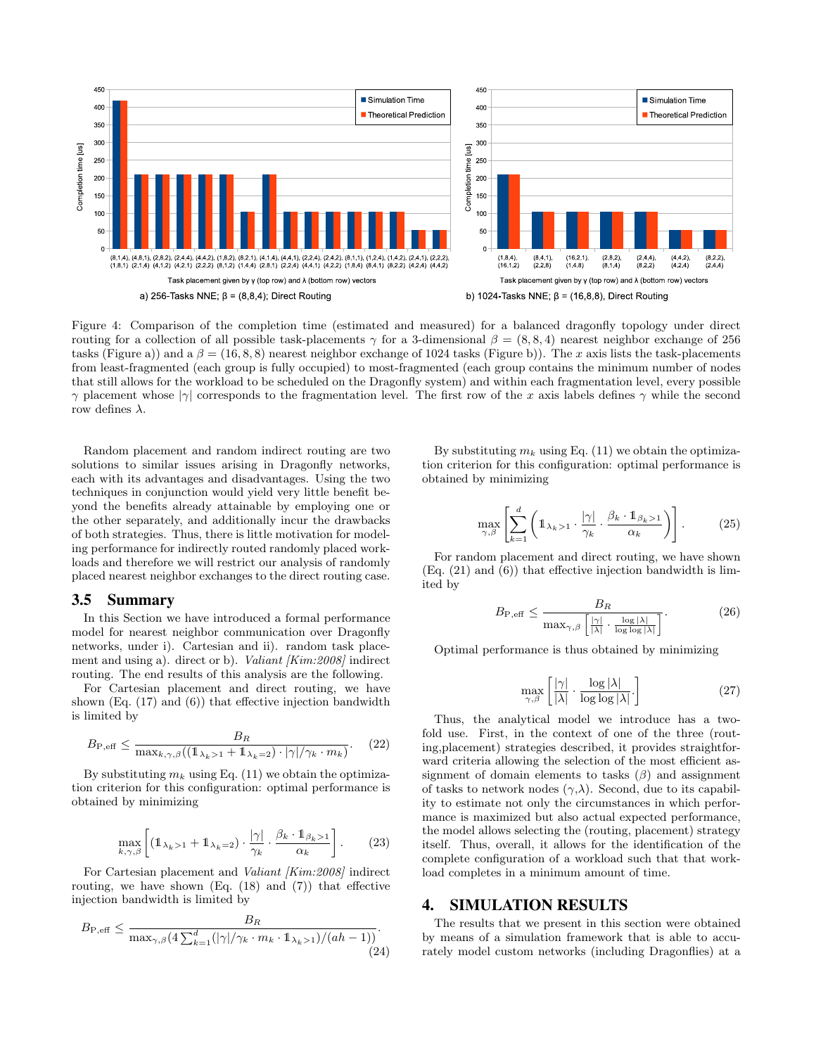Figure 4: Comparison of the completion time (estimated and measured) for a balanced dragonfly topology under direct routing for a collection of all possible task-placements $\gamma$ for a 3-dimensional $\beta = (8, 8, 4)$ nearest neighbor exchange of 256 tasks (Figure a)) and a $\beta = (16, 8, 8)$ nearest neighbor exchange of 1024 tasks (Figure b)). The $x$ axis lists the task-placements from least-fragmented (each group is fully occupied) to most-fragmented (each group contains the minimum number of nodes that still allows for the workload to be scheduled on the Dragonfly system) and within each fragmentation level, every possible $\gamma$ placement whose $|\gamma|$ corresponds to the fragmentation level. The first row of the $x$ axis labels defines $\gamma$ while the second row defines $\lambda$.

Random placement and random indirect routing are two solutions to similar issues arising in Dragonfly networks, each with its advantages and disadvantages. Using the two techniques in conjunction would yield very little benefit beyond the benefits already attainable by employing one or the other separately, and additionally incur the drawbacks of both strategies. Thus, there is little motivation for modeling performance for indirectly routed randomly placed workloads and therefore we will restrict our analysis of randomly placed nearest neighbor exchanges to the direct routing case.

## 3.5 Summary

In this Section we have introduced a formal performance model for nearest neighbor communication over Dragonfly networks, under i). Cartesian and ii). random task placement and using a). direct or b). *Valiant [Kim:2008]* indirect routing. The end results of this analysis are the following.

For Cartesian placement and direct routing, we have shown (Eq. (17) and (6)) that effective injection bandwidth is limited by

$$B_{\mathrm{P,eff}} \leq \frac{B_R}{\max_{k,\gamma,\beta}((\mathbb{1}_{\lambda_k>1} + \mathbb{1}_{\lambda_k=2}) \cdot |\gamma|/\gamma_k \cdot m_k)}. \quad (22)$$

By substituting $m_k$ using Eq. (11) we obtain the optimization criterion for this configuration: optimal performance is obtained by minimizing

$$\max_{k,\gamma,\beta}\left[(\mathbb{1}_{\lambda_k>1} + \mathbb{1}_{\lambda_k=2}) \cdot \frac{|\gamma|}{\gamma_k} \cdot \frac{\beta_k \cdot \mathbb{1}_{\beta_k>1}}{\alpha_k}\right]. \quad (23)$$

For Cartesian placement and *Valiant [Kim:2008]* indirect routing, we have shown (Eq. (18) and (7)) that effective injection bandwidth is limited by

$$B_{\mathrm{P,eff}} \leq \frac{B_R}{\max_{\gamma,\beta}(4\sum_{k=1}^{d}(|\gamma|/\gamma_k \cdot m_k \cdot \mathbb{1}_{\lambda_k>1})/(ah-1))}. \quad (24)$$

By substituting $m_k$ using Eq. (11) we obtain the optimization criterion for this configuration: optimal performance is obtained by minimizing

$$\max_{\gamma,\beta}\left[\sum_{k=1}^{d}\left(\mathbb{1}_{\lambda_k>1} \cdot \frac{|\gamma|}{\gamma_k} \cdot \frac{\beta_k \cdot \mathbb{1}_{\beta_k>1}}{\alpha_k}\right)\right]. \quad (25)$$

For random placement and direct routing, we have shown (Eq. (21) and (6)) that effective injection bandwidth is limited by

$$B_{\mathrm{P,eff}} \leq \frac{B_R}{\max_{\gamma,\beta}\left[\frac{|\gamma|}{|\lambda|} \cdot \frac{\log|\lambda|}{\log\log|\lambda|}\right]}. \quad (26)$$

Optimal performance is thus obtained by minimizing

$$\max_{\gamma,\beta}\left[\frac{|\gamma|}{|\lambda|} \cdot \frac{\log|\lambda|}{\log\log|\lambda|}\right] \quad (27)$$

Thus, the analytical model we introduce has a twofold use. First, in the context of one of the three (routing,placement) strategies described, it provides straightforward criteria allowing the selection of the most efficient assignment of domain elements to tasks ($\beta$) and assignment of tasks to network nodes ($\gamma$,$\lambda$). Second, due to its capability to estimate not only the circumstances in which performance is maximized but also actual expected performance, the model allows selecting the (routing, placement) strategy itself. Thus, overall, it allows for the identification of the complete configuration of a workload such that that workload completes in a minimum amount of time.

# 4. SIMULATION RESULTS

The results that we present in this section were obtained by means of a simulation framework that is able to accurately model custom networks (including Dragonflies) at a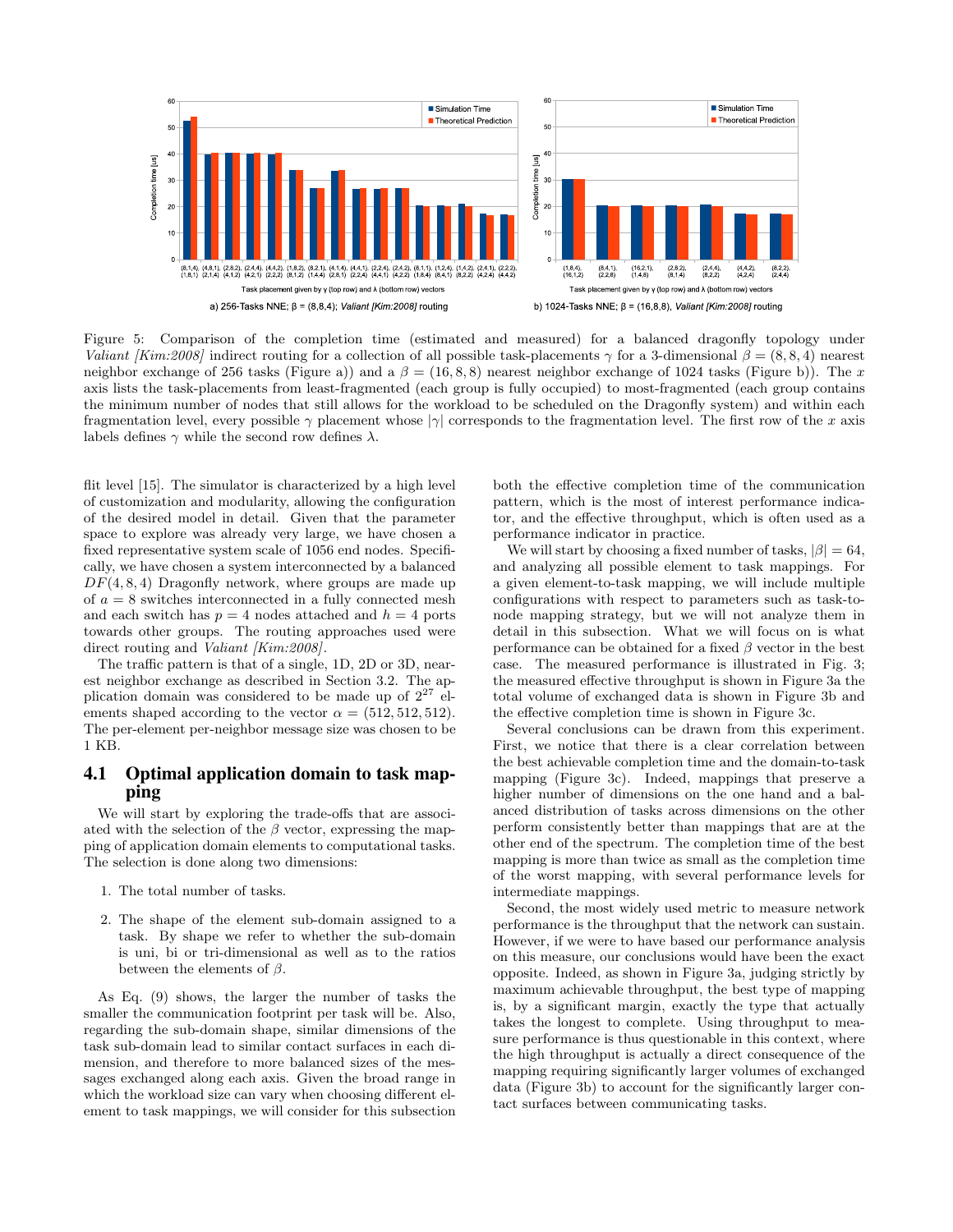Figure 5: Comparison of the completion time (estimated and measured) for a balanced dragonfly topology under *Valiant [Kim:2008]* indirect routing for a collection of all possible task-placements $\gamma$ for a 3-dimensional $\beta = (8, 8, 4)$ nearest neighbor exchange of 256 tasks (Figure a)) and a $\beta = (16, 8, 8)$ nearest neighbor exchange of 1024 tasks (Figure b)). The $x$ axis lists the task-placements from least-fragmented (each group is fully occupied) to most-fragmented (each group contains the minimum number of nodes that still allows for the workload to be scheduled on the Dragonfly system) and within each fragmentation level, every possible $\gamma$ placement whose $|\gamma|$ corresponds to the fragmentation level. The first row of the $x$ axis labels defines $\gamma$ while the second row defines $\lambda$.

flit level [15]. The simulator is characterized by a high level of customization and modularity, allowing the configuration of the desired model in detail. Given that the parameter space to explore was already very large, we have chosen a fixed representative system scale of 1056 end nodes. Specifically, we have chosen a system interconnected by a balanced $DF(4, 8, 4)$ Dragonfly network, where groups are made up of $a = 8$ switches interconnected in a fully connected mesh and each switch has $p = 4$ nodes attached and $h = 4$ ports towards other groups. The routing approaches used were direct routing and *Valiant [Kim:2008]*.

The traffic pattern is that of a single, 1D, 2D or 3D, nearest neighbor exchange as described in Section 3.2. The application domain was considered to be made up of $2^{27}$ elements shaped according to the vector $\alpha = (512, 512, 512)$. The per-element per-neighbor message size was chosen to be 1 KB.

## 4.1 Optimal application domain to task mapping

We will start by exploring the trade-offs that are associated with the selection of the $\beta$ vector, expressing the mapping of application domain elements to computational tasks. The selection is done along two dimensions:

1. The total number of tasks.
2. The shape of the element sub-domain assigned to a task. By shape we refer to whether the sub-domain is uni, bi or tri-dimensional as well as to the ratios between the elements of $\beta$.

As Eq. (9) shows, the larger the number of tasks the smaller the communication footprint per task will be. Also, regarding the sub-domain shape, similar dimensions of the task sub-domain lead to similar contact surfaces in each dimension, and therefore to more balanced sizes of the messages exchanged along each axis. Given the broad range in which the workload size can vary when choosing different element to task mappings, we will consider for this subsection both the effective completion time of the communication pattern, which is the most of interest performance indicator, and the effective throughput, which is often used as a performance indicator in practice.

We will start by choosing a fixed number of tasks, $|\beta| = 64$, and analyzing all possible element to task mappings. For a given element-to-task mapping, we will include multiple configurations with respect to parameters such as task-to-node mapping strategy, but we will not analyze them in detail in this subsection. What we will focus on is what performance can be obtained for a fixed $\beta$ vector in the best case. The measured performance is illustrated in Fig. 3; the measured effective throughput is shown in Figure 3a the total volume of exchanged data is shown in Figure 3b and the effective completion time is shown in Figure 3c.

Several conclusions can be drawn from this experiment. First, we notice that there is a clear correlation between the best achievable completion time and the domain-to-task mapping (Figure 3c). Indeed, mappings that preserve a higher number of dimensions on the one hand and a balanced distribution of tasks across dimensions on the other perform consistently better than mappings that are at the other end of the spectrum. The completion time of the best mapping is more than twice as small as the completion time of the worst mapping, with several performance levels for intermediate mappings.

Second, the most widely used metric to measure network performance is the throughput that the network can sustain. However, if we were to have based our performance analysis on this measure, our conclusions would have been the exact opposite. Indeed, as shown in Figure 3a, judging strictly by maximum achievable throughput, the best type of mapping is, by a significant margin, exactly the type that actually takes the longest to complete. Using throughput to measure performance is thus questionable in this context, where the high throughput is actually a direct consequence of the mapping requiring significantly larger volumes of exchanged data (Figure 3b) to account for the significantly larger contact surfaces between communicating tasks.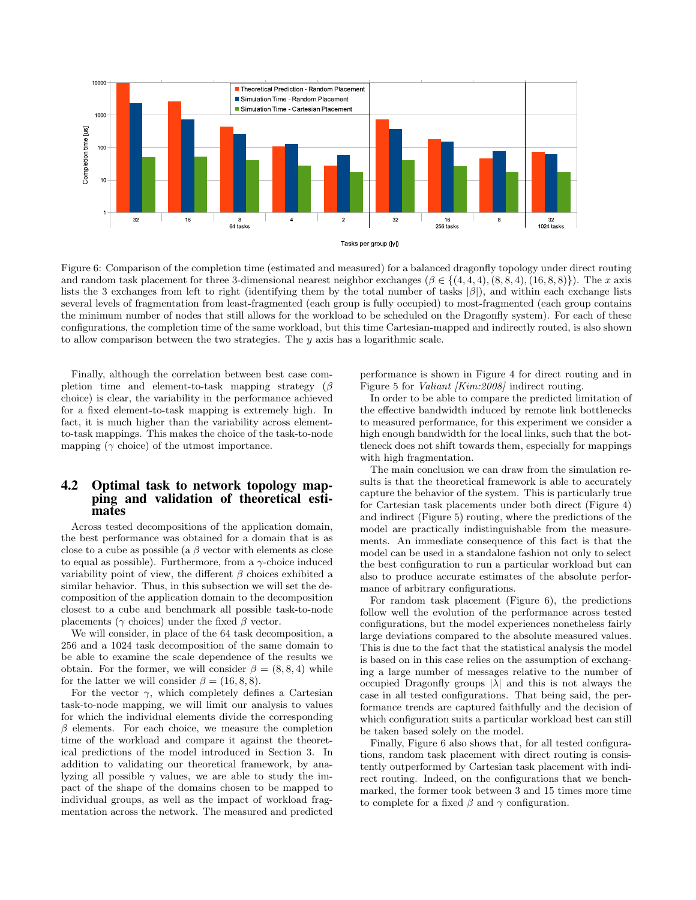Figure 6: Comparison of the completion time (estimated and measured) for a balanced dragonfly topology under direct routing and random task placement for three 3-dimensional nearest neighbor exchanges ($\beta \in \{(4,4,4),(8,8,4),(16,8,8)\}$). The $x$ axis lists the 3 exchanges from left to right (identifying them by the total number of tasks $|\beta|$), and within each exchange lists several levels of fragmentation from least-fragmented (each group is fully occupied) to most-fragmented (each group contains the minimum number of nodes that still allows for the workload to be scheduled on the Dragonfly system). For each of these configurations, the completion time of the same workload, but this time Cartesian-mapped and indirectly routed, is also shown to allow comparison between the two strategies. The $y$ axis has a logarithmic scale.

Finally, although the correlation between best case completion time and element-to-task mapping strategy ($\beta$ choice) is clear, the variability in the performance achieved for a fixed element-to-task mapping is extremely high. In fact, it is much higher than the variability across element-to-task mappings. This makes the choice of the task-to-node mapping ($\gamma$ choice) of the utmost importance.

## 4.2 Optimal task to network topology mapping and validation of theoretical estimates

Across tested decompositions of the application domain, the best performance was obtained for a domain that is as close to a cube as possible (a $\beta$ vector with elements as close to equal as possible). Furthermore, from a $\gamma$-choice induced variability point of view, the different $\beta$ choices exhibited a similar behavior. Thus, in this subsection we will set the decomposition of the application domain to the decomposition closest to a cube and benchmark all possible task-to-node placements ($\gamma$ choices) under the fixed $\beta$ vector.

We will consider, in place of the 64 task decomposition, a 256 and a 1024 task decomposition of the same domain to be able to examine the scale dependence of the results we obtain. For the former, we will consider $\beta = (8,8,4)$ while for the latter we will consider $\beta = (16,8,8)$.

For the vector $\gamma$, which completely defines a Cartesian task-to-node mapping, we will limit our analysis to values for which the individual elements divide the corresponding $\beta$ elements. For each choice, we measure the completion time of the workload and compare it against the theoretical predictions of the model introduced in Section 3. In addition to validating our theoretical framework, by analyzing all possible $\gamma$ values, we are able to study the impact of the shape of the domains chosen to be mapped to individual groups, as well as the impact of workload fragmentation across the network. The measured and predicted performance is shown in Figure 4 for direct routing and in Figure 5 for *Valiant [Kim:2008]* indirect routing.

In order to be able to compare the predicted limitation of the effective bandwidth induced by remote link bottlenecks to measured performance, for this experiment we consider a high enough bandwidth for the local links, such that the bottleneck does not shift towards them, especially for mappings with high fragmentation.

The main conclusion we can draw from the simulation results is that the theoretical framework is able to accurately capture the behavior of the system. This is particularly true for Cartesian task placements under both direct (Figure 4) and indirect (Figure 5) routing, where the predictions of the model are practically indistinguishable from the measurements. An immediate consequence of this fact is that the model can be used in a standalone fashion not only to select the best configuration to run a particular workload but can also to produce accurate estimates of the absolute performance of arbitrary configurations.

For random task placement (Figure 6), the predictions follow well the evolution of the performance across tested configurations, but the model experiences nonetheless fairly large deviations compared to the absolute measured values. This is due to the fact that the statistical analysis the model is based on in this case relies on the assumption of exchanging a large number of messages relative to the number of occupied Dragonfly groups $|\lambda|$ and this is not always the case in all tested configurations. That being said, the performance trends are captured faithfully and the decision of which configuration suits a particular workload best can still be taken based solely on the model.

Finally, Figure 6 also shows that, for all tested configurations, random task placement with direct routing is consistently outperformed by Cartesian task placement with indirect routing. Indeed, on the configurations that we benchmarked, the former took between 3 and 15 times more time to complete for a fixed $\beta$ and $\gamma$ configuration.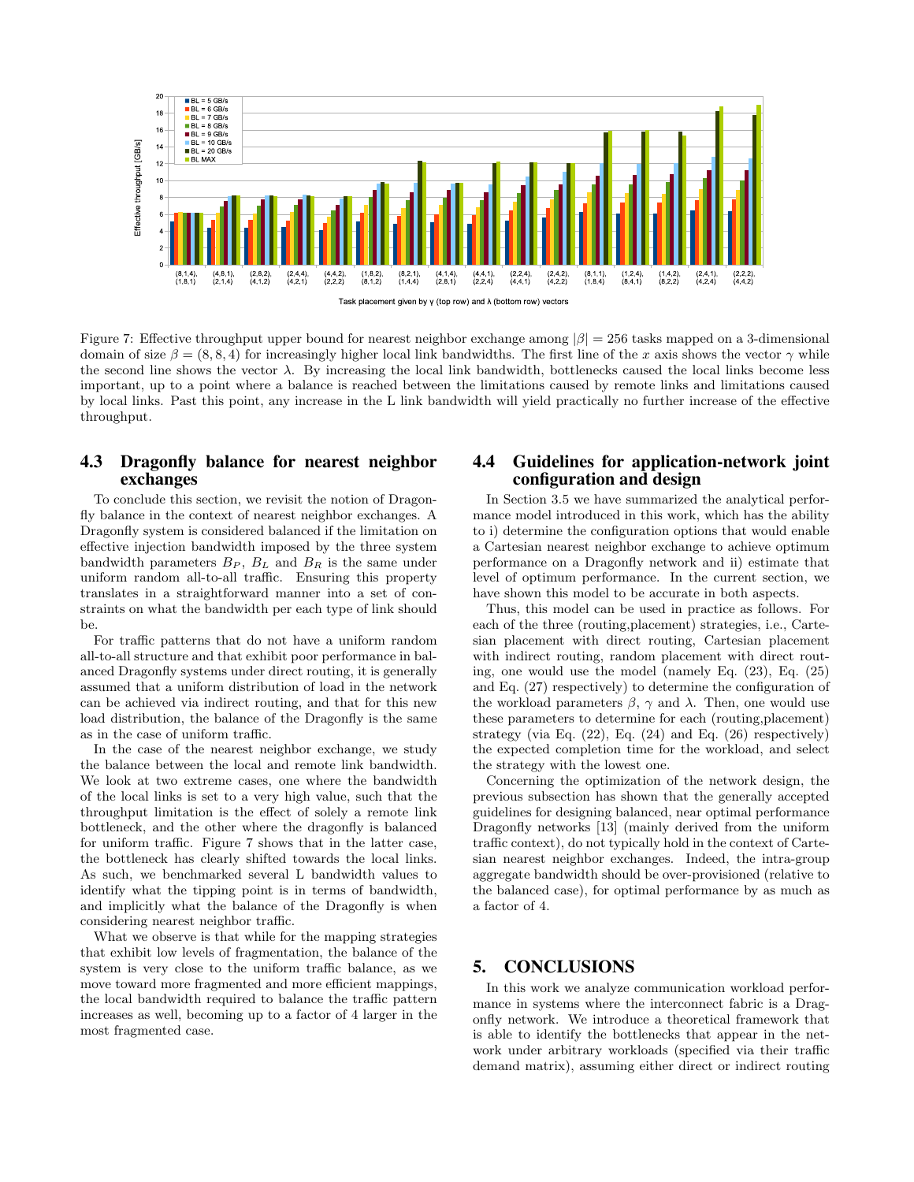Figure 7: Effective throughput upper bound for nearest neighbor exchange among $|\beta| = 256$ tasks mapped on a 3-dimensional domain of size $\beta = (8, 8, 4)$ for increasingly higher local link bandwidths. The first line of the $x$ axis shows the vector $\gamma$ while the second line shows the vector $\lambda$. By increasing the local link bandwidth, bottlenecks caused the local links become less important, up to a point where a balance is reached between the limitations caused by remote links and limitations caused by local links. Past this point, any increase in the L link bandwidth will yield practically no further increase of the effective throughput.

## 4.3 Dragonfly balance for nearest neighbor exchanges

To conclude this section, we revisit the notion of Dragonfly balance in the context of nearest neighbor exchanges. A Dragonfly system is considered balanced if the limitation on effective injection bandwidth imposed by the three system bandwidth parameters $B_P$, $B_L$ and $B_R$ is the same under uniform random all-to-all traffic. Ensuring this property translates in a straightforward manner into a set of constraints on what the bandwidth per each type of link should be.

For traffic patterns that do not have a uniform random all-to-all structure and that exhibit poor performance in balanced Dragonfly systems under direct routing, it is generally assumed that a uniform distribution of load in the network can be achieved via indirect routing, and that for this new load distribution, the balance of the Dragonfly is the same as in the case of uniform traffic.

In the case of the nearest neighbor exchange, we study the balance between the local and remote link bandwidth. We look at two extreme cases, one where the bandwidth of the local links is set to a very high value, such that the throughput limitation is the effect of solely a remote link bottleneck, and the other where the dragonfly is balanced for uniform traffic. Figure 7 shows that in the latter case, the bottleneck has clearly shifted towards the local links. As such, we benchmarked several L bandwidth values to identify what the tipping point is in terms of bandwidth, and implicitly what the balance of the Dragonfly is when considering nearest neighbor traffic.

What we observe is that while for the mapping strategies that exhibit low levels of fragmentation, the balance of the system is very close to the uniform traffic balance, as we move toward more fragmented and more efficient mappings, the local bandwidth required to balance the traffic pattern increases as well, becoming up to a factor of 4 larger in the most fragmented case.

## 4.4 Guidelines for application-network joint configuration and design

In Section 3.5 we have summarized the analytical performance model introduced in this work, which has the ability to i) determine the configuration options that would enable a Cartesian nearest neighbor exchange to achieve optimum performance on a Dragonfly network and ii) estimate that level of optimum performance. In the current section, we have shown this model to be accurate in both aspects.

Thus, this model can be used in practice as follows. For each of the three (routing,placement) strategies, i.e., Cartesian placement with direct routing, Cartesian placement with indirect routing, random placement with direct routing, one would use the model (namely Eq. (23), Eq. (25) and Eq. (27) respectively) to determine the configuration of the workload parameters $\beta$, $\gamma$ and $\lambda$. Then, one would use these parameters to determine for each (routing,placement) strategy (via Eq. (22), Eq. (24) and Eq. (26) respectively) the expected completion time for the workload, and select the strategy with the lowest one.

Concerning the optimization of the network design, the previous subsection has shown that the generally accepted guidelines for designing balanced, near optimal performance Dragonfly networks [13] (mainly derived from the uniform traffic context), do not typically hold in the context of Cartesian nearest neighbor exchanges. Indeed, the intra-group aggregate bandwidth should be over-provisioned (relative to the balanced case), for optimal performance by as much as a factor of 4.

# 5. CONCLUSIONS

In this work we analyze communication workload performance in systems where the interconnect fabric is a Dragonfly network. We introduce a theoretical framework that is able to identify the bottlenecks that appear in the network under arbitrary workloads (specified via their traffic demand matrix), assuming either direct or indirect routing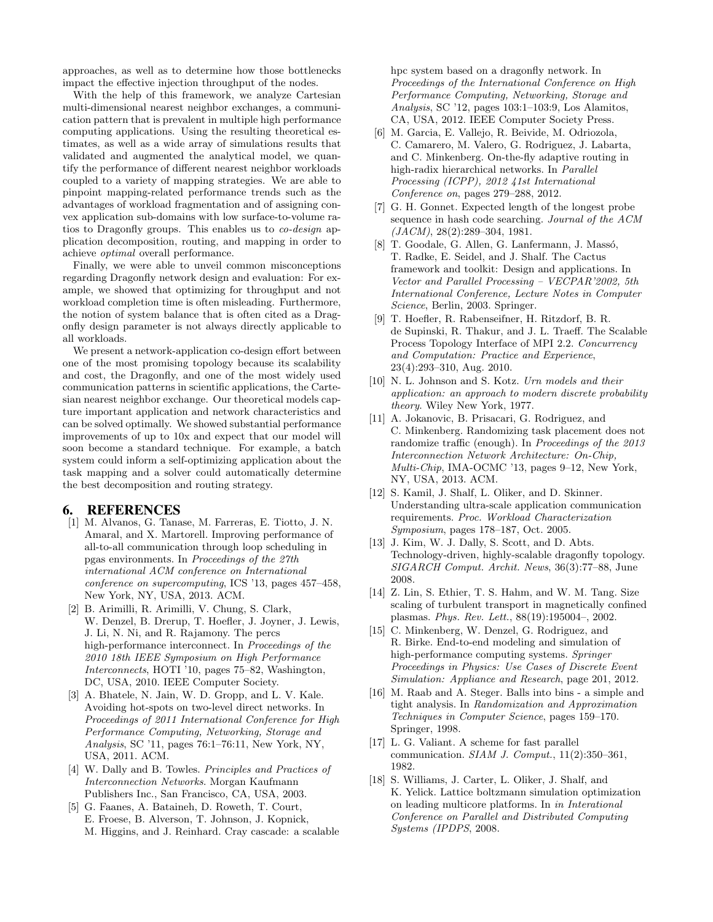approaches, as well as to determine how those bottlenecks impact the effective injection throughput of the nodes.

With the help of this framework, we analyze Cartesian multi-dimensional nearest neighbor exchanges, a communication pattern that is prevalent in multiple high performance computing applications. Using the resulting theoretical estimates, as well as a wide array of simulations results that validated and augmented the analytical model, we quantify the performance of different nearest neighbor workloads coupled to a variety of mapping strategies. We are able to pinpoint mapping-related performance trends such as the advantages of workload fragmentation and of assigning convex application sub-domains with low surface-to-volume ratios to Dragonfly groups. This enables us to *co-design* application decomposition, routing, and mapping in order to achieve *optimal* overall performance.

Finally, we were able to unveil common misconceptions regarding Dragonfly network design and evaluation: For example, we showed that optimizing for throughput and not workload completion time is often misleading. Furthermore, the notion of system balance that is often cited as a Dragonfly design parameter is not always directly applicable to all workloads.

We present a network-application co-design effort between one of the most promising topology because its scalability and cost, the Dragonfly, and one of the most widely used communication patterns in scientific applications, the Cartesian nearest neighbor exchange. Our theoretical models capture important application and network characteristics and can be solved optimally. We showed substantial performance improvements of up to 10x and expect that our model will soon become a standard technique. For example, a batch system could inform a self-optimizing application about the task mapping and a solver could automatically determine the best decomposition and routing strategy.

## 6. REFERENCES

[1] M. Alvanos, G. Tanase, M. Farreras, E. Tiotto, J. N. Amaral, and X. Martorell. Improving performance of all-to-all communication through loop scheduling in pgas environments. In *Proceedings of the 27th international ACM conference on International conference on supercomputing*, ICS '13, pages 457–458, New York, NY, USA, 2013. ACM.

[2] B. Arimilli, R. Arimilli, V. Chung, S. Clark, W. Denzel, B. Drerup, T. Hoefler, J. Joyner, J. Lewis, J. Li, N. Ni, and R. Rajamony. The percs high-performance interconnect. In *Proceedings of the 2010 18th IEEE Symposium on High Performance Interconnects*, HOTI '10, pages 75–82, Washington, DC, USA, 2010. IEEE Computer Society.

[3] A. Bhatele, N. Jain, W. D. Gropp, and L. V. Kale. Avoiding hot-spots on two-level direct networks. In *Proceedings of 2011 International Conference for High Performance Computing, Networking, Storage and Analysis*, SC '11, pages 76:1–76:11, New York, NY, USA, 2011. ACM.

[4] W. Dally and B. Towles. *Principles and Practices of Interconnection Networks*. Morgan Kaufmann Publishers Inc., San Francisco, CA, USA, 2003.

[5] G. Faanes, A. Bataineh, D. Roweth, T. Court, E. Froese, B. Alverson, T. Johnson, J. Kopnick, M. Higgins, and J. Reinhard. Cray cascade: a scalable hpc system based on a dragonfly network. In *Proceedings of the International Conference on High Performance Computing, Networking, Storage and Analysis*, SC '12, pages 103:1–103:9, Los Alamitos, CA, USA, 2012. IEEE Computer Society Press.

[6] M. Garcia, E. Vallejo, R. Beivide, M. Odriozola, C. Camarero, M. Valero, G. Rodriguez, J. Labarta, and C. Minkenberg. On-the-fly adaptive routing in high-radix hierarchical networks. In *Parallel Processing (ICPP), 2012 41st International Conference on*, pages 279–288, 2012.

[7] G. H. Gonnet. Expected length of the longest probe sequence in hash code searching. *Journal of the ACM (JACM)*, 28(2):289–304, 1981.

[8] T. Goodale, G. Allen, G. Lanfermann, J. Massó, T. Radke, E. Seidel, and J. Shalf. The Cactus framework and toolkit: Design and applications. In *Vector and Parallel Processing – VECPAR'2002, 5th International Conference, Lecture Notes in Computer Science*, Berlin, 2003. Springer.

[9] T. Hoefler, R. Rabenseifner, H. Ritzdorf, B. R. de Supinski, R. Thakur, and J. L. Traeff. The Scalable Process Topology Interface of MPI 2.2. *Concurrency and Computation: Practice and Experience*, 23(4):293–310, Aug. 2010.

[10] N. L. Johnson and S. Kotz. *Urn models and their application: an approach to modern discrete probability theory*. Wiley New York, 1977.

[11] A. Jokanovic, B. Prisacari, G. Rodriguez, and C. Minkenberg. Randomizing task placement does not randomize traffic (enough). In *Proceedings of the 2013 Interconnection Network Architecture: On-Chip, Multi-Chip*, IMA-OCMC '13, pages 9–12, New York, NY, USA, 2013. ACM.

[12] S. Kamil, J. Shalf, L. Oliker, and D. Skinner. Understanding ultra-scale application communication requirements. *Proc. Workload Characterization Symposium*, pages 178–187, Oct. 2005.

[13] J. Kim, W. J. Dally, S. Scott, and D. Abts. Technology-driven, highly-scalable dragonfly topology. *SIGARCH Comput. Archit. News*, 36(3):77–88, June 2008.

[14] Z. Lin, S. Ethier, T. S. Hahm, and W. M. Tang. Size scaling of turbulent transport in magnetically confined plasmas. *Phys. Rev. Lett.*, 88(19):195004–, 2002.

[15] C. Minkenberg, W. Denzel, G. Rodriguez, and R. Birke. End-to-end modeling and simulation of high-performance computing systems. *Springer Proceedings in Physics: Use Cases of Discrete Event Simulation: Appliance and Research*, page 201, 2012.

[16] M. Raab and A. Steger. Balls into bins - a simple and tight analysis. In *Randomization and Approximation Techniques in Computer Science*, pages 159–170. Springer, 1998.

[17] L. G. Valiant. A scheme for fast parallel communication. *SIAM J. Comput.*, 11(2):350–361, 1982.

[18] S. Williams, J. Carter, L. Oliker, J. Shalf, and K. Yelick. Lattice boltzmann simulation optimization on leading multicore platforms. In *in Interational Conference on Parallel and Distributed Computing Systems (IPDPS*, 2008.